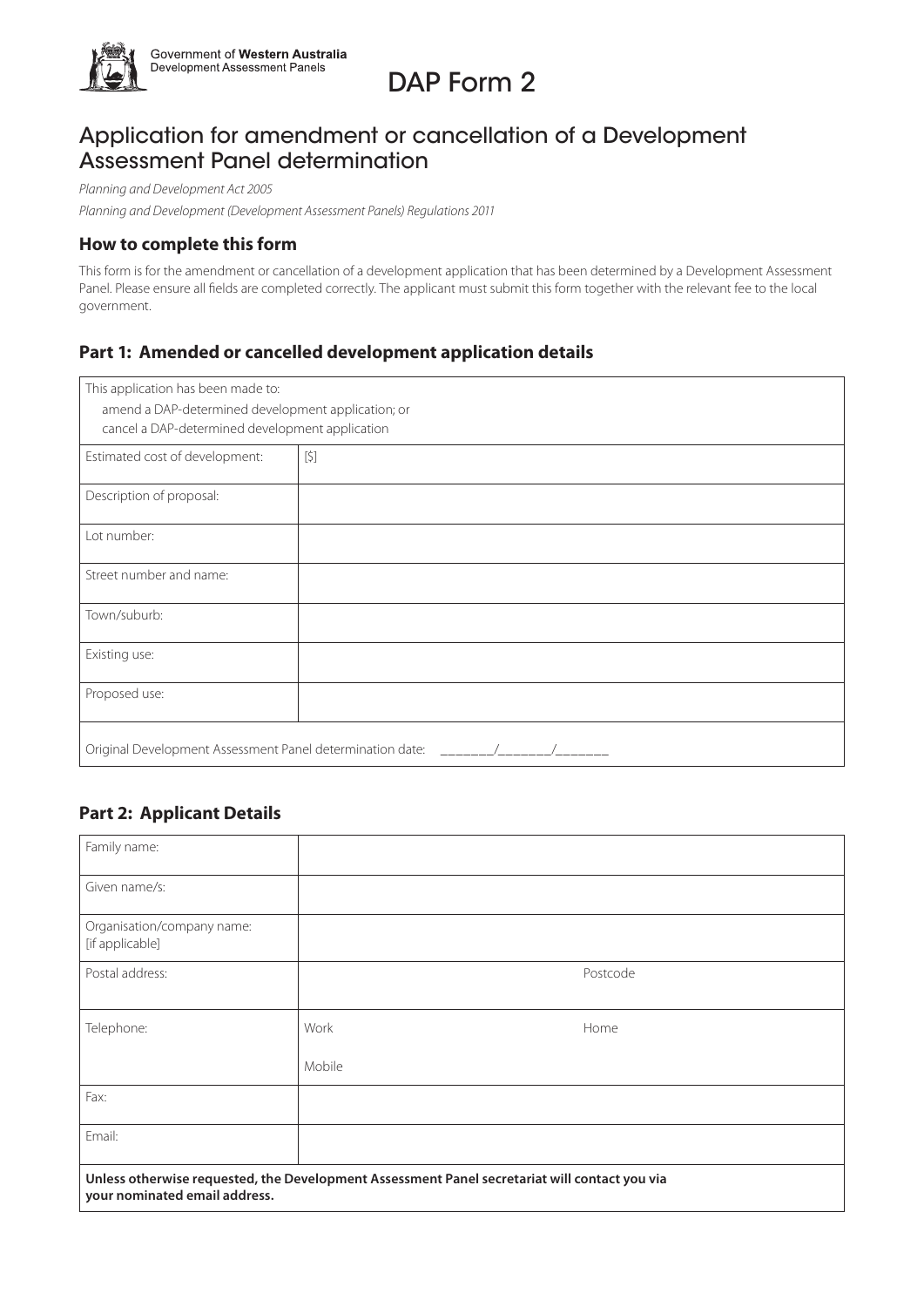Government of **Western Australia**
Development Assessment Panels

# DAP Form 2

## Application for amendment or cancellation of a Development Assessment Panel determination

*Planning and Development Act 2005*

*Planning and Development (Development Assessment Panels) Regulations 2011*

### How to complete this form

This form is for the amendment or cancellation of a development application that has been determined by a Development Assessment Panel. Please ensure all fields are completed correctly. The applicant must submit this form together with the relevant fee to the local government.

### Part 1: Amended or cancelled development application details

| This application has been made to:<br>amend a DAP-determined development application; or<br>cancel a DAP-determined development application | |
|---|---|
| Estimated cost of development: | [$] |
| Description of proposal: | |
| Lot number: | |
| Street number and name: | |
| Town/suburb: | |
| Existing use: | |
| Proposed use: | |
| Original Development Assessment Panel determination date: _______/_______/_______ | |

### Part 2: Applicant Details

| Family name: | | |
|---|---|---|
| Given name/s: | | |
| Organisation/company name: [if applicable] | | |
| Postal address: | | Postcode |
| Telephone: | Work<br>Mobile | Home |
| Fax: | | |
| Email: | | |
| **Unless otherwise requested, the Development Assessment Panel secretariat will contact you via your nominated email address.** | | |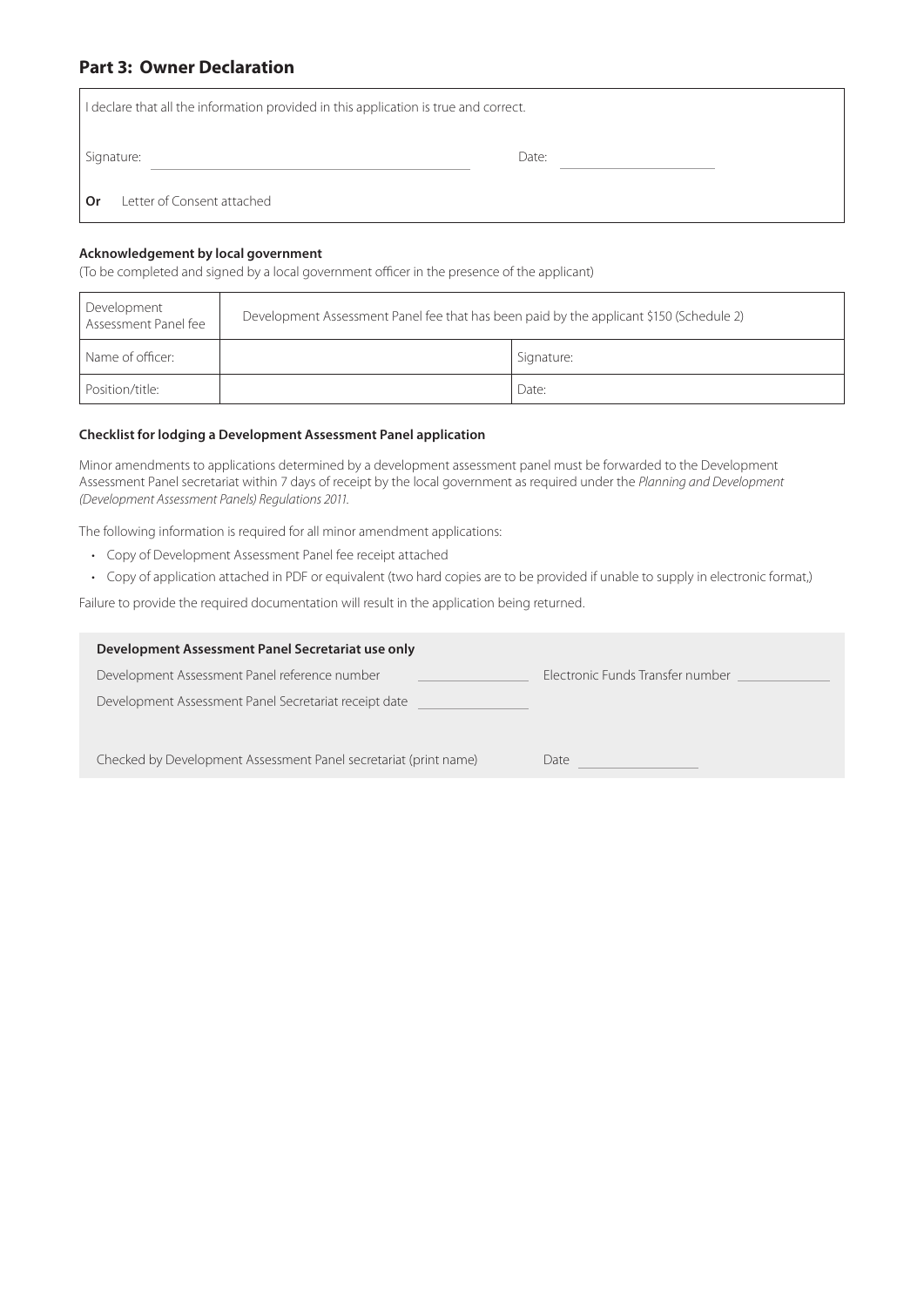## Part 3: Owner Declaration

I declare that all the information provided in this application is true and correct.

Signature: ______________________ Date: ______________

**Or** Letter of Consent attached

#### Acknowledgement by local government

(To be completed and signed by a local government officer in the presence of the applicant)

| | | |
|---|---|---|
| Development Assessment Panel fee | Development Assessment Panel fee that has been paid by the applicant $150 (Schedule 2) | |
| Name of officer: | | Signature: |
| Position/title: | | Date: |

#### Checklist for lodging a Development Assessment Panel application

Minor amendments to applications determined by a development assessment panel must be forwarded to the Development Assessment Panel secretariat within 7 days of receipt by the local government as required under the *Planning and Development (Development Assessment Panels) Regulations 2011.*

The following information is required for all minor amendment applications:

- Copy of Development Assessment Panel fee receipt attached
- Copy of application attached in PDF or equivalent (two hard copies are to be provided if unable to supply in electronic format,)

Failure to provide the required documentation will result in the application being returned.

**Development Assessment Panel Secretariat use only**

Development Assessment Panel reference number ______________ Electronic Funds Transfer number ______________

Development Assessment Panel Secretariat receipt date ______________

Checked by Development Assessment Panel secretariat (print name) Date ______________